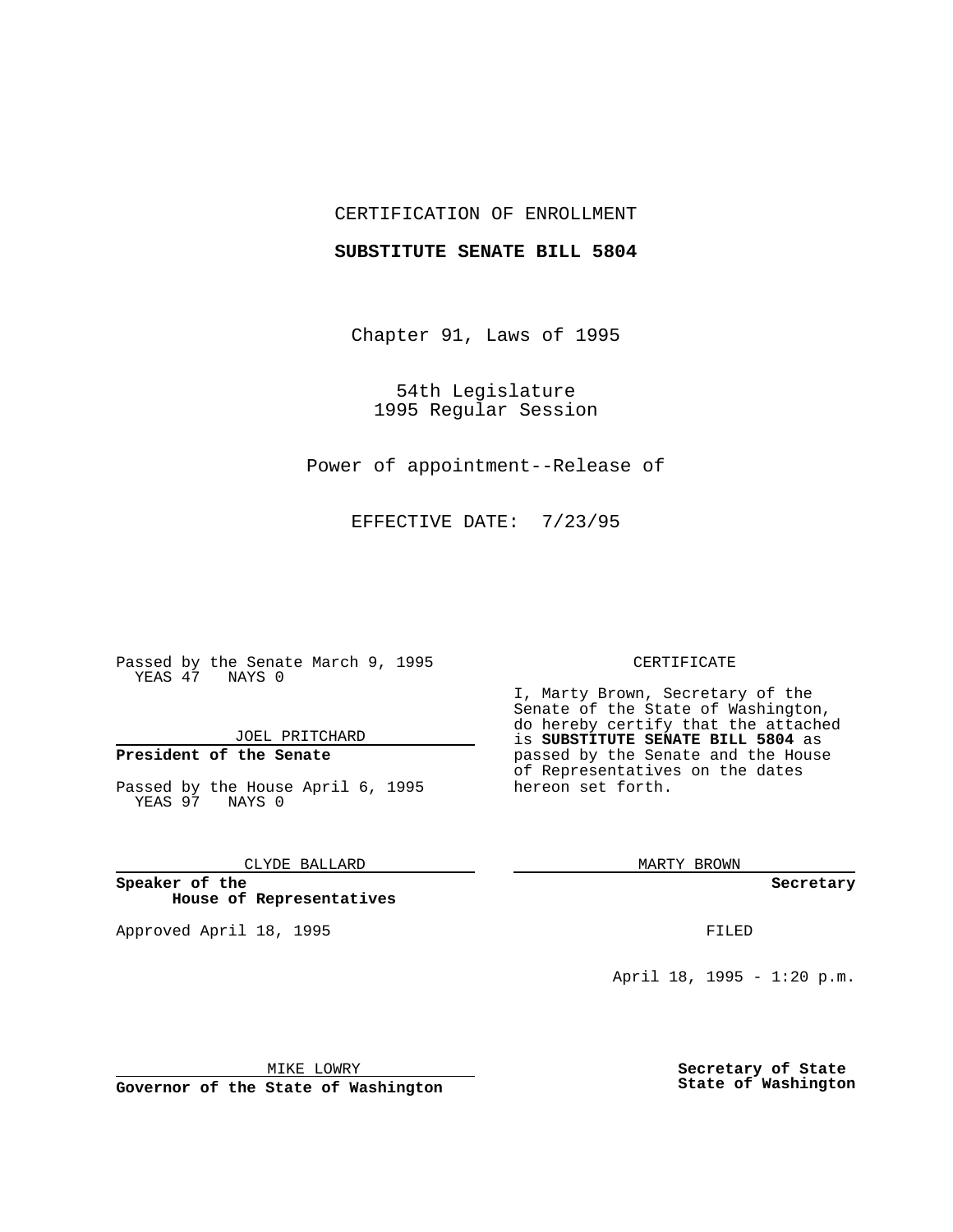CERTIFICATION OF ENROLLMENT

**SUBSTITUTE SENATE BILL 5804**

Chapter 91, Laws of 1995

54th Legislature
1995 Regular Session

Power of appointment--Release of

EFFECTIVE DATE: 7/23/95

Passed by the Senate March 9, 1995
YEAS 47 NAYS 0

JOEL PRITCHARD

**President of the Senate**

Passed by the House April 6, 1995
YEAS 97 NAYS 0

CLYDE BALLARD

**Speaker of the House of Representatives**

Approved April 18, 1995

MIKE LOWRY

**Governor of the State of Washington**

CERTIFICATE

I, Marty Brown, Secretary of the Senate of the State of Washington, do hereby certify that the attached is **SUBSTITUTE SENATE BILL 5804** as passed by the Senate and the House of Representatives on the dates hereon set forth.

MARTY BROWN

**Secretary**

FILED

April 18, 1995 - 1:20 p.m.

**Secretary of State**
**State of Washington**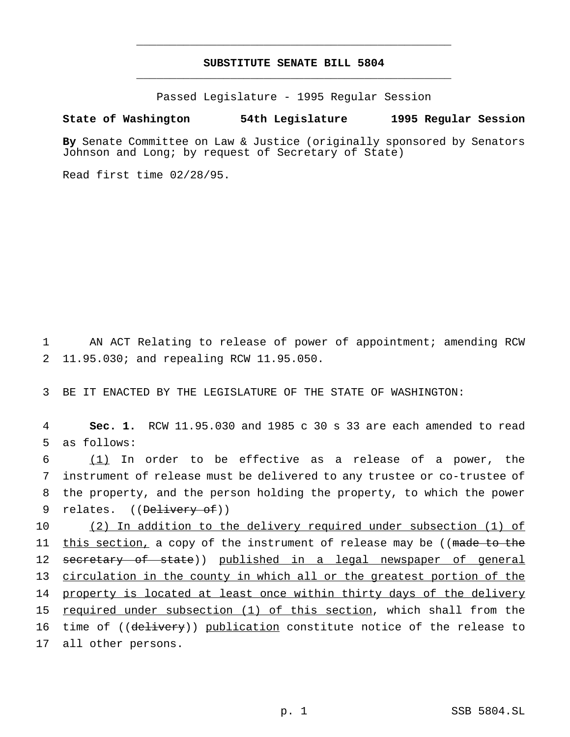# SUBSTITUTE SENATE BILL 5804

Passed Legislature - 1995 Regular Session

**State of Washington 54th Legislature 1995 Regular Session**

**By** Senate Committee on Law & Justice (originally sponsored by Senators Johnson and Long; by request of Secretary of State)

Read first time 02/28/95.

1 AN ACT Relating to release of power of appointment; amending RCW
2 11.95.030; and repealing RCW 11.95.050.

3 BE IT ENACTED BY THE LEGISLATURE OF THE STATE OF WASHINGTON:

4 **Sec. 1.** RCW 11.95.030 and 1985 c 30 s 33 are each amended to read
5 as follows:

6 (1) In order to be effective as a release of a power, the
7 instrument of release must be delivered to any trustee or co-trustee of
8 the property, and the person holding the property, to which the power
9 relates. ((~~Delivery of~~))

10 (2) In addition to the delivery required under subsection (1) of
11 this section, a copy of the instrument of release may be ((~~made to the~~
12 ~~secretary of state~~)) published in a legal newspaper of general
13 circulation in the county in which all or the greatest portion of the
14 property is located at least once within thirty days of the delivery
15 required under subsection (1) of this section, which shall from the
16 time of ((~~delivery~~)) publication constitute notice of the release to
17 all other persons.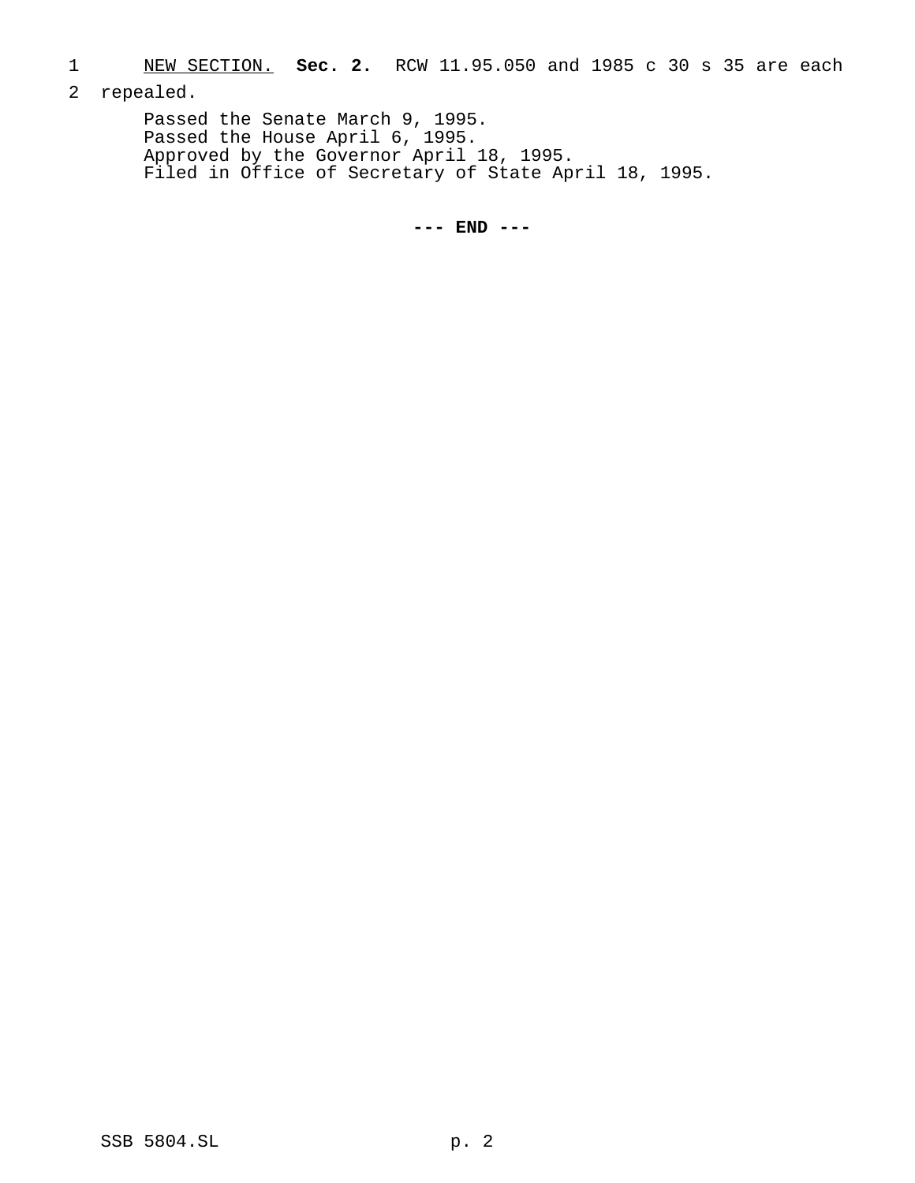NEW SECTION. **Sec. 2.** RCW 11.95.050 and 1985 c 30 s 35 are each repealed.

Passed the Senate March 9, 1995.
Passed the House April 6, 1995.
Approved by the Governor April 18, 1995.
Filed in Office of Secretary of State April 18, 1995.

**--- END ---**